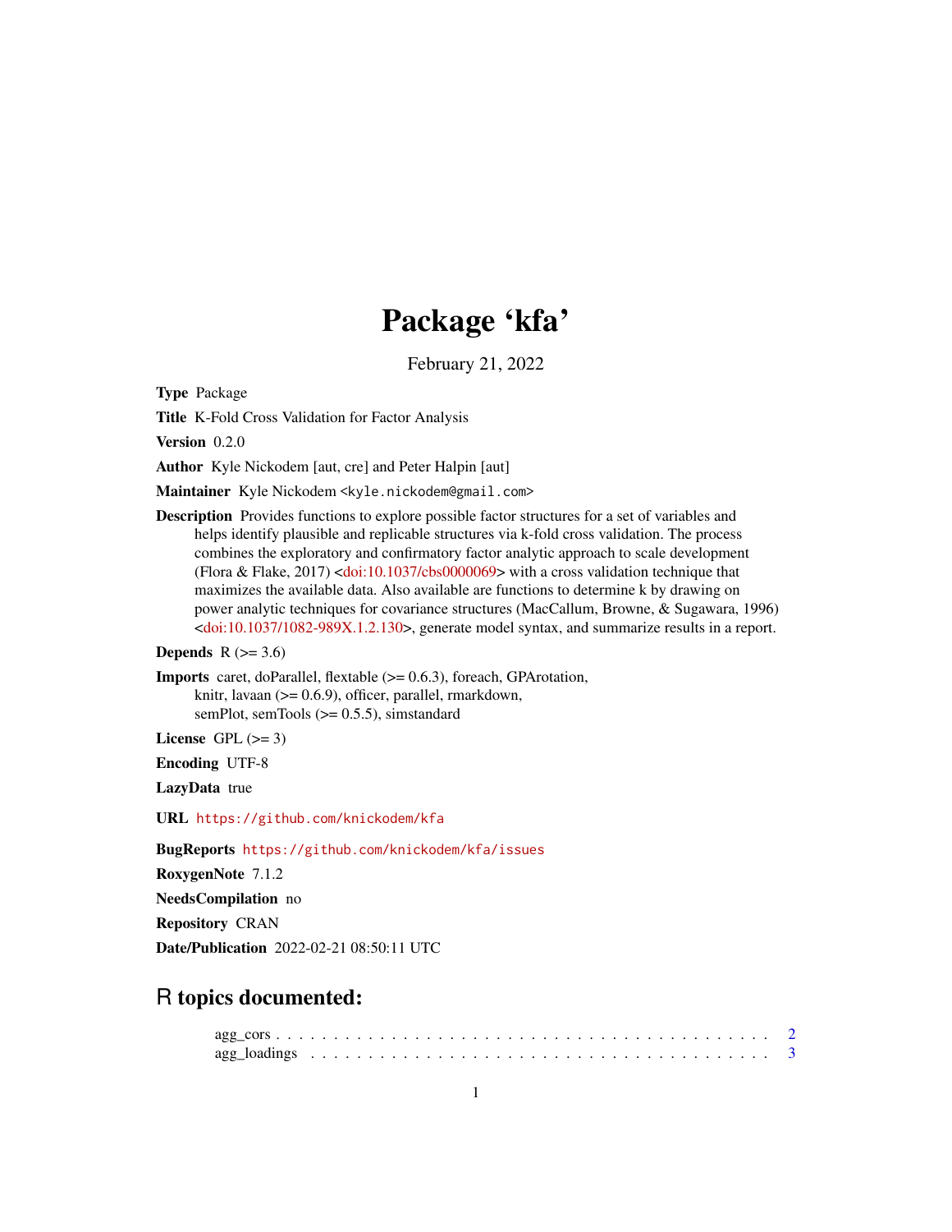# Package 'kfa'

February 21, 2022

**Type** Package

**Title** K-Fold Cross Validation for Factor Analysis

**Version** 0.2.0

**Author** Kyle Nickodem [aut, cre] and Peter Halpin [aut]

**Maintainer** Kyle Nickodem <kyle.nickodem@gmail.com>

**Description** Provides functions to explore possible factor structures for a set of variables and helps identify plausible and replicable structures via k-fold cross validation. The process combines the exploratory and confirmatory factor analytic approach to scale development (Flora & Flake, 2017) <doi:10.1037/cbs0000069> with a cross validation technique that maximizes the available data. Also available are functions to determine k by drawing on power analytic techniques for covariance structures (MacCallum, Browne, & Sugawara, 1996) <doi:10.1037/1082-989X.1.2.130>, generate model syntax, and summarize results in a report.

**Depends** R (>= 3.6)

**Imports** caret, doParallel, flextable (>= 0.6.3), foreach, GPArotation, knitr, lavaan (>= 0.6.9), officer, parallel, rmarkdown, semPlot, semTools (>= 0.5.5), simstandard

**License** GPL (>= 3)

**Encoding** UTF-8

**LazyData** true

**URL** https://github.com/knickodem/kfa

**BugReports** https://github.com/knickodem/kfa/issues

**RoxygenNote** 7.1.2

**NeedsCompilation** no

**Repository** CRAN

**Date/Publication** 2022-02-21 08:50:11 UTC

## R topics documented:

agg_cors . . . . . . . . . . . . . . . . . . . . . . . . . . . . . . . . . . . . . . . . . 2
agg_loadings . . . . . . . . . . . . . . . . . . . . . . . . . . . . . . . . . . . . . . . 3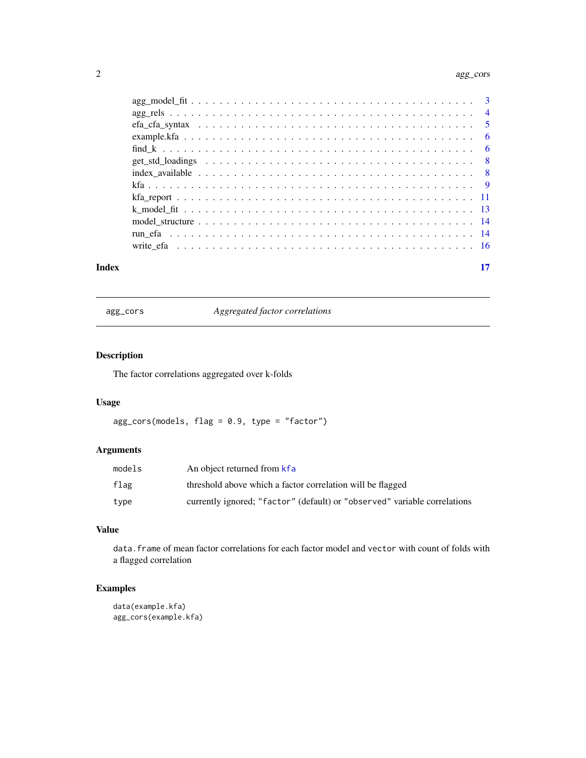agg_model_fit . . . . . . . . . . . . . . . . . . . . . . . . . . . . . . . . . . . . . 3
agg_rels . . . . . . . . . . . . . . . . . . . . . . . . . . . . . . . . . . . . . . . . 4
efa_cfa_syntax . . . . . . . . . . . . . . . . . . . . . . . . . . . . . . . . . . . . . 5
example.kfa . . . . . . . . . . . . . . . . . . . . . . . . . . . . . . . . . . . . . . 6
find_k . . . . . . . . . . . . . . . . . . . . . . . . . . . . . . . . . . . . . . . . . 6
get_std_loadings . . . . . . . . . . . . . . . . . . . . . . . . . . . . . . . . . . . . 8
index_available . . . . . . . . . . . . . . . . . . . . . . . . . . . . . . . . . . . . 8
kfa . . . . . . . . . . . . . . . . . . . . . . . . . . . . . . . . . . . . . . . . . . . 9
kfa_report . . . . . . . . . . . . . . . . . . . . . . . . . . . . . . . . . . . . . . . 11
k_model_fit . . . . . . . . . . . . . . . . . . . . . . . . . . . . . . . . . . . . . . 13
model_structure . . . . . . . . . . . . . . . . . . . . . . . . . . . . . . . . . . . . 14
run_efa . . . . . . . . . . . . . . . . . . . . . . . . . . . . . . . . . . . . . . . . 14
write_efa . . . . . . . . . . . . . . . . . . . . . . . . . . . . . . . . . . . . . . . 16

**Index** 17

---

## agg_cors — *Aggregated factor correlations*

### Description

The factor correlations aggregated over k-folds

### Usage

```
agg_cors(models, flag = 0.9, type = "factor")
```

### Arguments

| | |
|---|---|
| `models` | An object returned from `kfa` |
| `flag` | threshold above which a factor correlation will be flagged |
| `type` | currently ignored; `"factor"` (default) or `"observed"` variable correlations |

### Value

`data.frame` of mean factor correlations for each factor model and `vector` with count of folds with a flagged correlation

### Examples

```
data(example.kfa)
agg_cors(example.kfa)
```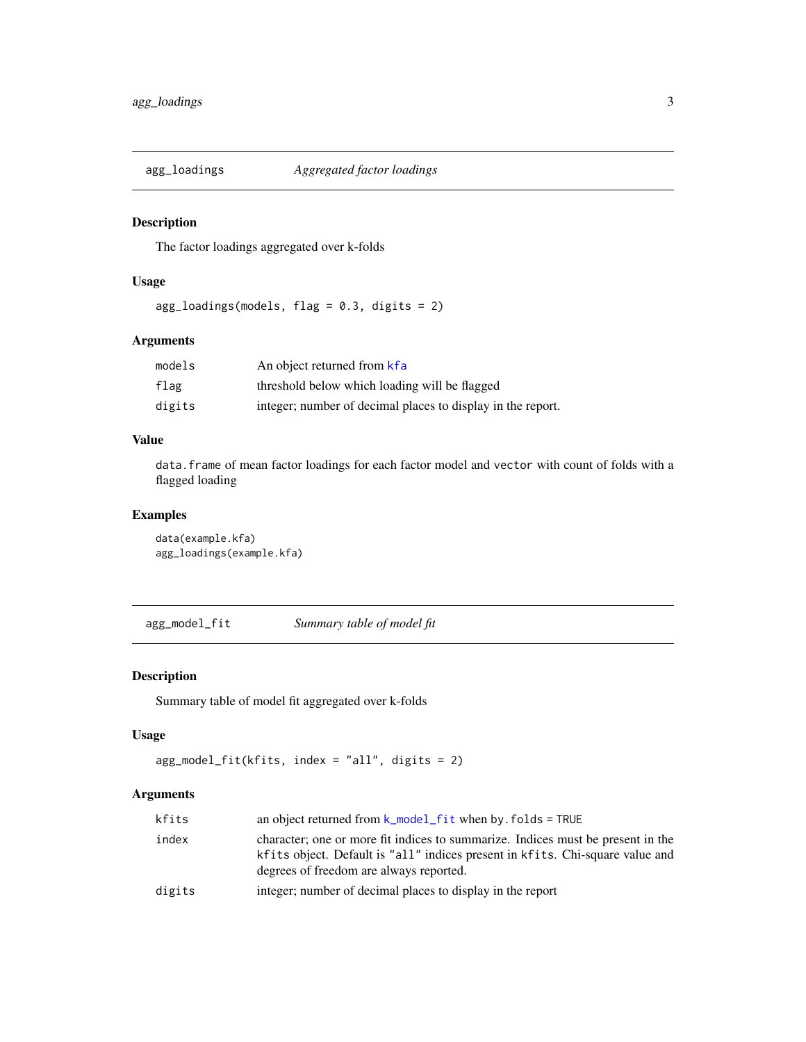## agg_loadings    *Aggregated factor loadings*

### Description

The factor loadings aggregated over k-folds

### Usage

```
agg_loadings(models, flag = 0.3, digits = 2)
```

### Arguments

| | |
|---|---|
| models | An object returned from kfa |
| flag | threshold below which loading will be flagged |
| digits | integer; number of decimal places to display in the report. |

### Value

`data.frame` of mean factor loadings for each factor model and `vector` with count of folds with a flagged loading

### Examples

```
data(example.kfa)
agg_loadings(example.kfa)
```

## agg_model_fit    *Summary table of model fit*

### Description

Summary table of model fit aggregated over k-folds

### Usage

```
agg_model_fit(kfits, index = "all", digits = 2)
```

### Arguments

| | |
|---|---|
| kfits | an object returned from k_model_fit when by.folds = TRUE |
| index | character; one or more fit indices to summarize. Indices must be present in the kfits object. Default is "all" indices present in kfits. Chi-square value and degrees of freedom are always reported. |
| digits | integer; number of decimal places to display in the report |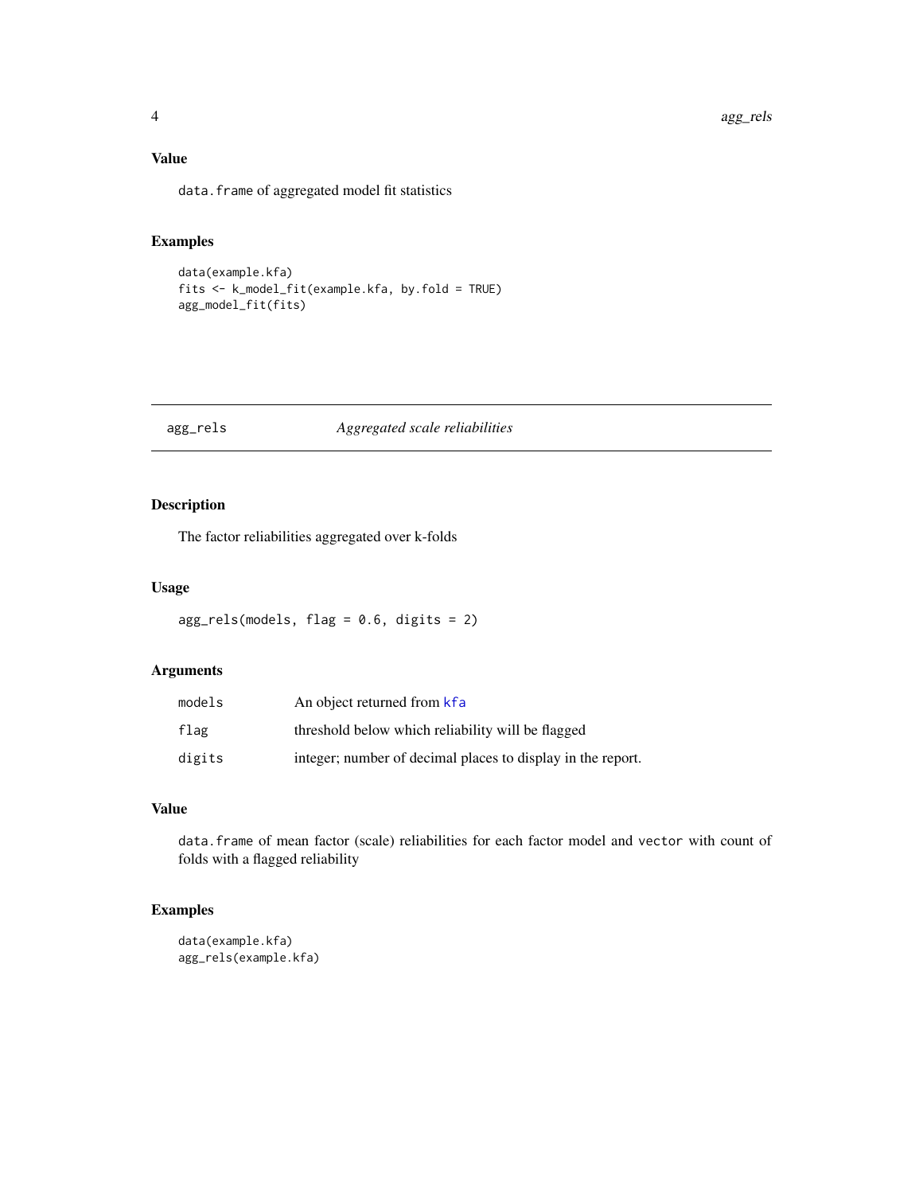### Value

`data.frame` of aggregated model fit statistics

### Examples

```
data(example.kfa)
fits <- k_model_fit(example.kfa, by.fold = TRUE)
agg_model_fit(fits)
```

---

## agg_rels — *Aggregated scale reliabilities*

### Description

The factor reliabilities aggregated over k-folds

### Usage

```
agg_rels(models, flag = 0.6, digits = 2)
```

### Arguments

| | |
|---|---|
| `models` | An object returned from `kfa` |
| `flag` | threshold below which reliability will be flagged |
| `digits` | integer; number of decimal places to display in the report. |

### Value

`data.frame` of mean factor (scale) reliabilities for each factor model and `vector` with count of folds with a flagged reliability

### Examples

```
data(example.kfa)
agg_rels(example.kfa)
```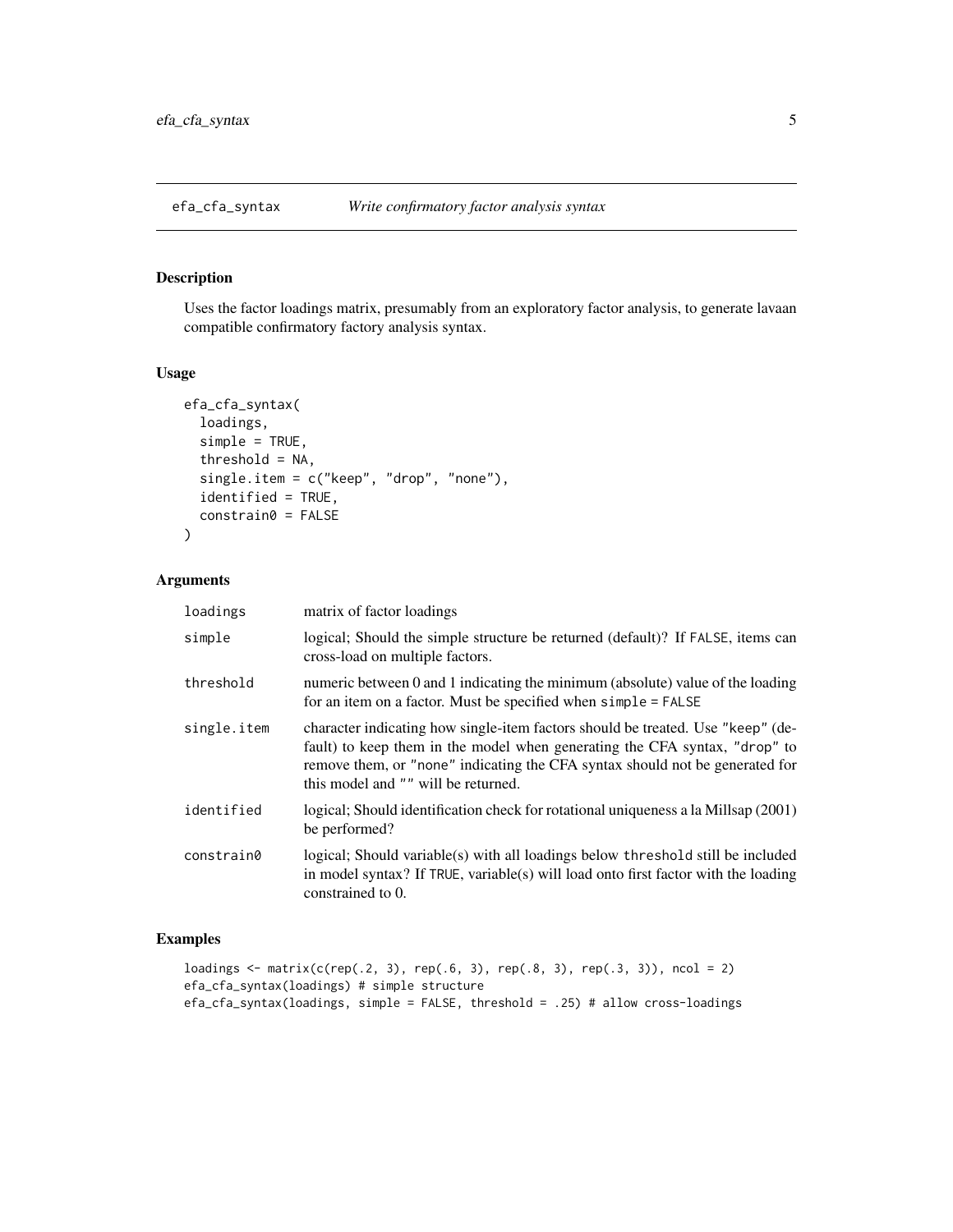# efa_cfa_syntax — *Write confirmatory factor analysis syntax*

## Description

Uses the factor loadings matrix, presumably from an exploratory factor analysis, to generate lavaan compatible confirmatory factory analysis syntax.

## Usage

```
efa_cfa_syntax(
  loadings,
  simple = TRUE,
  threshold = NA,
  single.item = c("keep", "drop", "none"),
  identified = TRUE,
  constrain0 = FALSE
)
```

## Arguments

| | |
|---|---|
| `loadings` | matrix of factor loadings |
| `simple` | logical; Should the simple structure be returned (default)? If `FALSE`, items can cross-load on multiple factors. |
| `threshold` | numeric between 0 and 1 indicating the minimum (absolute) value of the loading for an item on a factor. Must be specified when `simple = FALSE` |
| `single.item` | character indicating how single-item factors should be treated. Use `"keep"` (default) to keep them in the model when generating the CFA syntax, `"drop"` to remove them, or `"none"` indicating the CFA syntax should not be generated for this model and `""` will be returned. |
| `identified` | logical; Should identification check for rotational uniqueness a la Millsap (2001) be performed? |
| `constrain0` | logical; Should variable(s) with all loadings below `threshold` still be included in model syntax? If `TRUE`, variable(s) will load onto first factor with the loading constrained to 0. |

## Examples

```
loadings <- matrix(c(rep(.2, 3), rep(.6, 3), rep(.8, 3), rep(.3, 3)), ncol = 2)
efa_cfa_syntax(loadings) # simple structure
efa_cfa_syntax(loadings, simple = FALSE, threshold = .25) # allow cross-loadings
```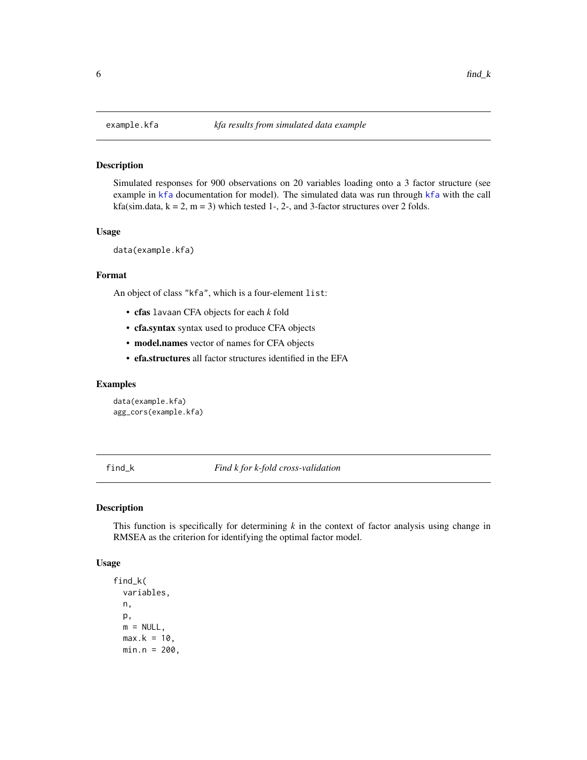## example.kfa — *kfa results from simulated data example*

### Description

Simulated responses for 900 observations on 20 variables loading onto a 3 factor structure (see example in kfa documentation for model). The simulated data was run through kfa with the call kfa(sim.data, k = 2, m = 3) which tested 1-, 2-, and 3-factor structures over 2 folds.

### Usage

```
data(example.kfa)
```

### Format

An object of class "kfa", which is a four-element list:

- **cfas** lavaan CFA objects for each *k* fold
- **cfa.syntax** syntax used to produce CFA objects
- **model.names** vector of names for CFA objects
- **efa.structures** all factor structures identified in the EFA

### Examples

```
data(example.kfa)
agg_cors(example.kfa)
```

## find_k — *Find k for k-fold cross-validation*

### Description

This function is specifically for determining *k* in the context of factor analysis using change in RMSEA as the criterion for identifying the optimal factor model.

### Usage

```
find_k(
  variables,
  n,
  p,
  m = NULL,
  max.k = 10,
  min.n = 200,
```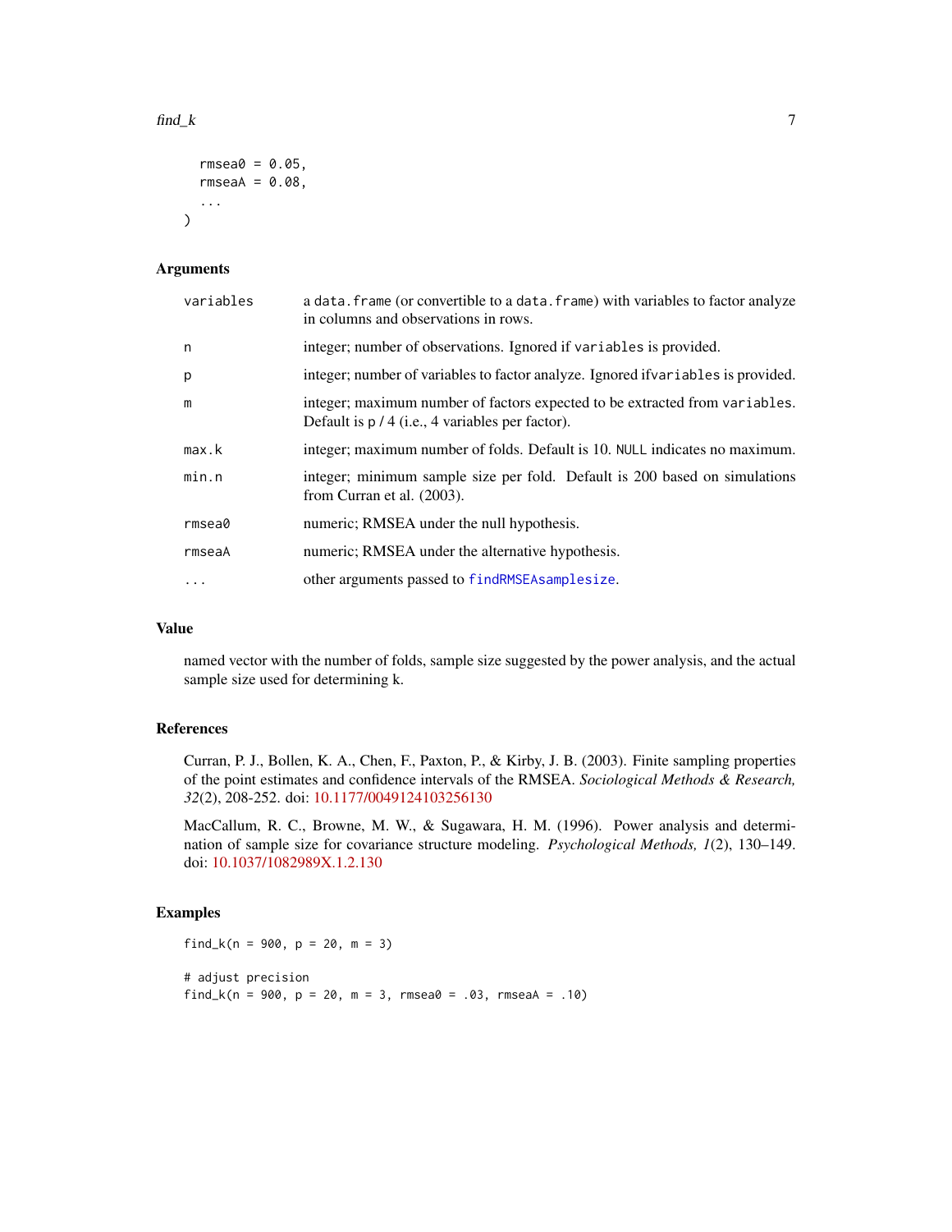```
  rmsea0 = 0.05,
  rmseaA = 0.08,
  ...
)
```

### Arguments

| | |
|---|---|
| `variables` | a `data.frame` (or convertible to a `data.frame`) with variables to factor analyze in columns and observations in rows. |
| `n` | integer; number of observations. Ignored if `variables` is provided. |
| `p` | integer; number of variables to factor analyze. Ignored if`variables` is provided. |
| `m` | integer; maximum number of factors expected to be extracted from `variables`. Default is p / 4 (i.e., 4 variables per factor). |
| `max.k` | integer; maximum number of folds. Default is 10. `NULL` indicates no maximum. |
| `min.n` | integer; minimum sample size per fold. Default is 200 based on simulations from Curran et al. (2003). |
| `rmsea0` | numeric; RMSEA under the null hypothesis. |
| `rmseaA` | numeric; RMSEA under the alternative hypothesis. |
| `...` | other arguments passed to `findRMSEAsamplesize`. |

### Value

named vector with the number of folds, sample size suggested by the power analysis, and the actual sample size used for determining k.

### References

Curran, P. J., Bollen, K. A., Chen, F., Paxton, P., & Kirby, J. B. (2003). Finite sampling properties of the point estimates and confidence intervals of the RMSEA. *Sociological Methods & Research, 32*(2), 208-252. doi: 10.1177/0049124103256130

MacCallum, R. C., Browne, M. W., & Sugawara, H. M. (1996). Power analysis and determination of sample size for covariance structure modeling. *Psychological Methods, 1*(2), 130–149. doi: 10.1037/1082989X.1.2.130

### Examples

```
find_k(n = 900, p = 20, m = 3)

# adjust precision
find_k(n = 900, p = 20, m = 3, rmsea0 = .03, rmseaA = .10)
```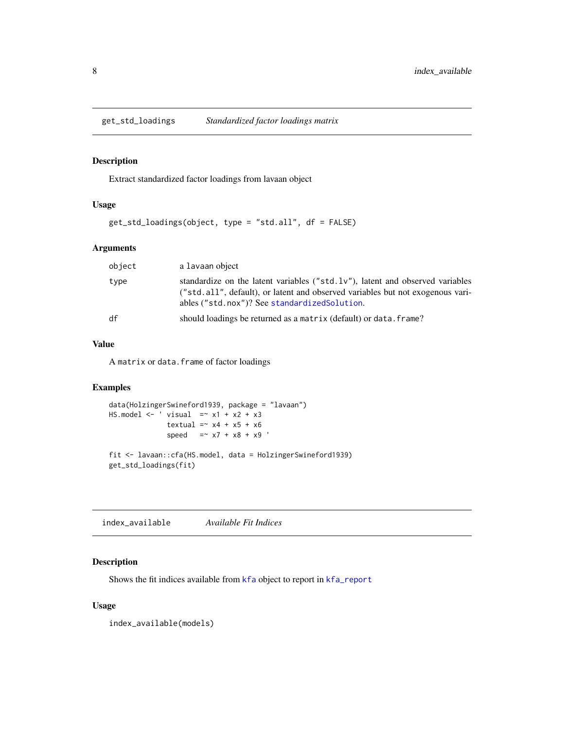## get_std_loadings — *Standardized factor loadings matrix*

### Description

Extract standardized factor loadings from lavaan object

### Usage

```
get_std_loadings(object, type = "std.all", df = FALSE)
```

### Arguments

| | |
|---|---|
| object | a lavaan object |
| type | standardize on the latent variables ("std.lv"), latent and observed variables ("std.all", default), or latent and observed variables but not exogenous variables ("std.nox")? See standardizedSolution. |
| df | should loadings be returned as a matrix (default) or data.frame? |

### Value

A matrix or data.frame of factor loadings

### Examples

```
data(HolzingerSwineford1939, package = "lavaan")
HS.model <- ' visual  =~ x1 + x2 + x3
              textual =~ x4 + x5 + x6
              speed   =~ x7 + x8 + x9 '

fit <- lavaan::cfa(HS.model, data = HolzingerSwineford1939)
get_std_loadings(fit)
```

## index_available — *Available Fit Indices*

### Description

Shows the fit indices available from kfa object to report in kfa_report

### Usage

```
index_available(models)
```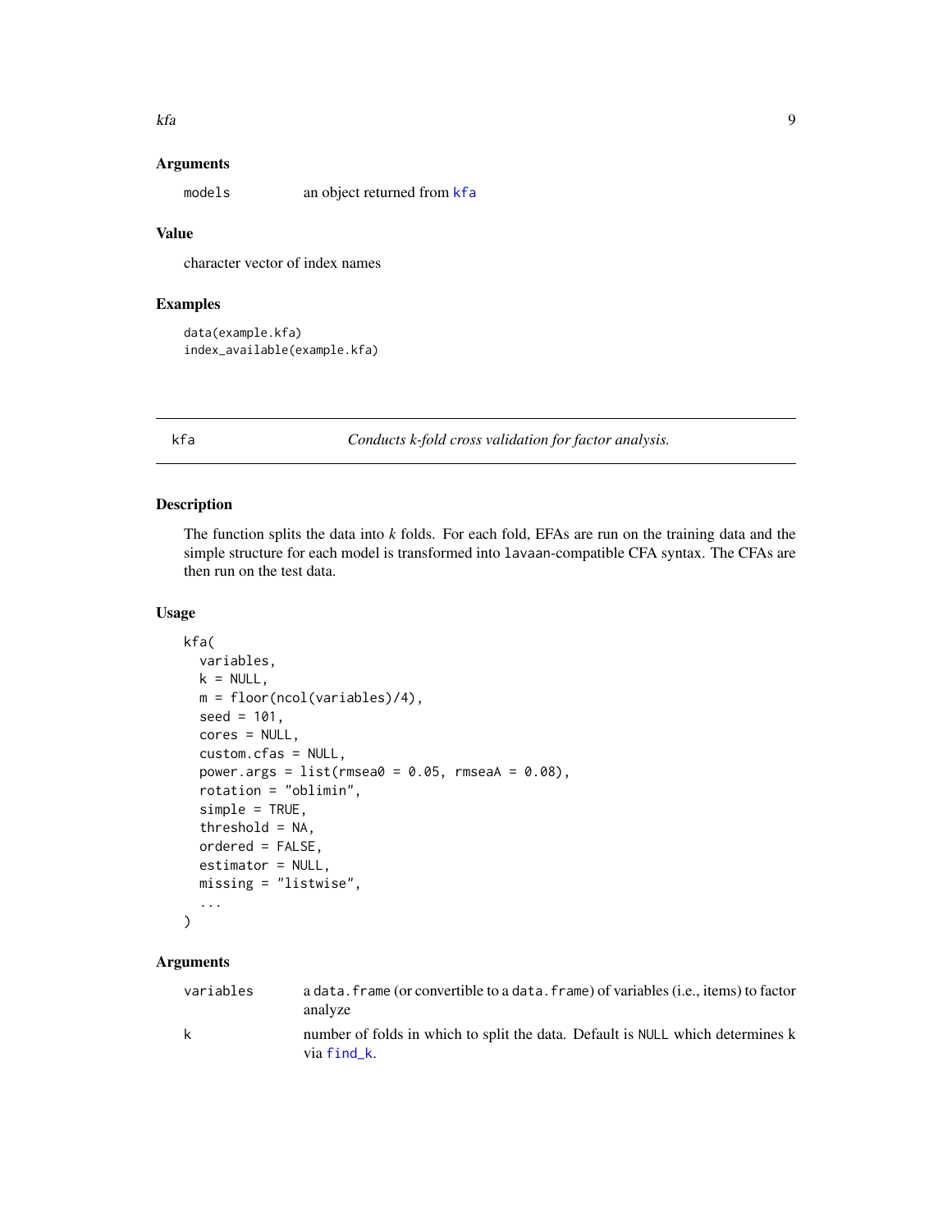## Arguments

| | |
|---|---|
| models | an object returned from kfa |

## Value

character vector of index names

## Examples

```
data(example.kfa)
index_available(example.kfa)
```

---

# kfa — *Conducts k-fold cross validation for factor analysis.*

## Description

The function splits the data into *k* folds. For each fold, EFAs are run on the training data and the simple structure for each model is transformed into `lavaan`-compatible CFA syntax. The CFAs are then run on the test data.

## Usage

```
kfa(
  variables,
  k = NULL,
  m = floor(ncol(variables)/4),
  seed = 101,
  cores = NULL,
  custom.cfas = NULL,
  power.args = list(rmsea0 = 0.05, rmseaA = 0.08),
  rotation = "oblimin",
  simple = TRUE,
  threshold = NA,
  ordered = FALSE,
  estimator = NULL,
  missing = "listwise",
  ...
)
```

## Arguments

| | |
|---|---|
| variables | a `data.frame` (or convertible to a `data.frame`) of variables (i.e., items) to factor analyze |
| k | number of folds in which to split the data. Default is `NULL` which determines k via find_k. |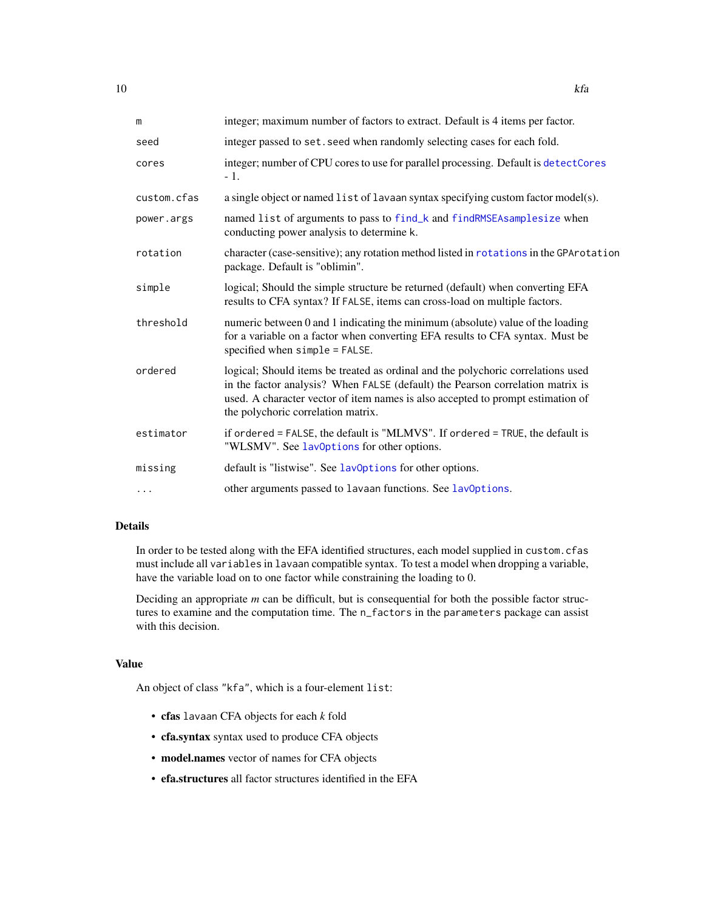| | |
|---|---|
| `m` | integer; maximum number of factors to extract. Default is 4 items per factor. |
| `seed` | integer passed to `set.seed` when randomly selecting cases for each fold. |
| `cores` | integer; number of CPU cores to use for parallel processing. Default is `detectCores` - 1. |
| `custom.cfas` | a single object or named `list` of `lavaan` syntax specifying custom factor model(s). |
| `power.args` | named `list` of arguments to pass to `find_k` and `findRMSEAsamplesize` when conducting power analysis to determine `k`. |
| `rotation` | character (case-sensitive); any rotation method listed in `rotations` in the `GPArotation` package. Default is "oblimin". |
| `simple` | logical; Should the simple structure be returned (default) when converting EFA results to CFA syntax? If `FALSE`, items can cross-load on multiple factors. |
| `threshold` | numeric between 0 and 1 indicating the minimum (absolute) value of the loading for a variable on a factor when converting EFA results to CFA syntax. Must be specified when `simple = FALSE`. |
| `ordered` | logical; Should items be treated as ordinal and the polychoric correlations used in the factor analysis? When `FALSE` (default) the Pearson correlation matrix is used. A character vector of item names is also accepted to prompt estimation of the polychoric correlation matrix. |
| `estimator` | if `ordered = FALSE`, the default is "MLMVS". If `ordered = TRUE`, the default is "WLSMV". See `lavOptions` for other options. |
| `missing` | default is "listwise". See `lavOptions` for other options. |
| `...` | other arguments passed to `lavaan` functions. See `lavOptions`. |

## Details

In order to be tested along with the EFA identified structures, each model supplied in `custom.cfas` must include all `variables` in `lavaan` compatible syntax. To test a model when dropping a variable, have the variable load on to one factor while constraining the loading to 0.

Deciding an appropriate *m* can be difficult, but is consequential for both the possible factor structures to examine and the computation time. The `n_factors` in the `parameters` package can assist with this decision.

## Value

An object of class `"kfa"`, which is a four-element `list`:

- **cfas** `lavaan` CFA objects for each *k* fold
- **cfa.syntax** syntax used to produce CFA objects
- **model.names** vector of names for CFA objects
- **efa.structures** all factor structures identified in the EFA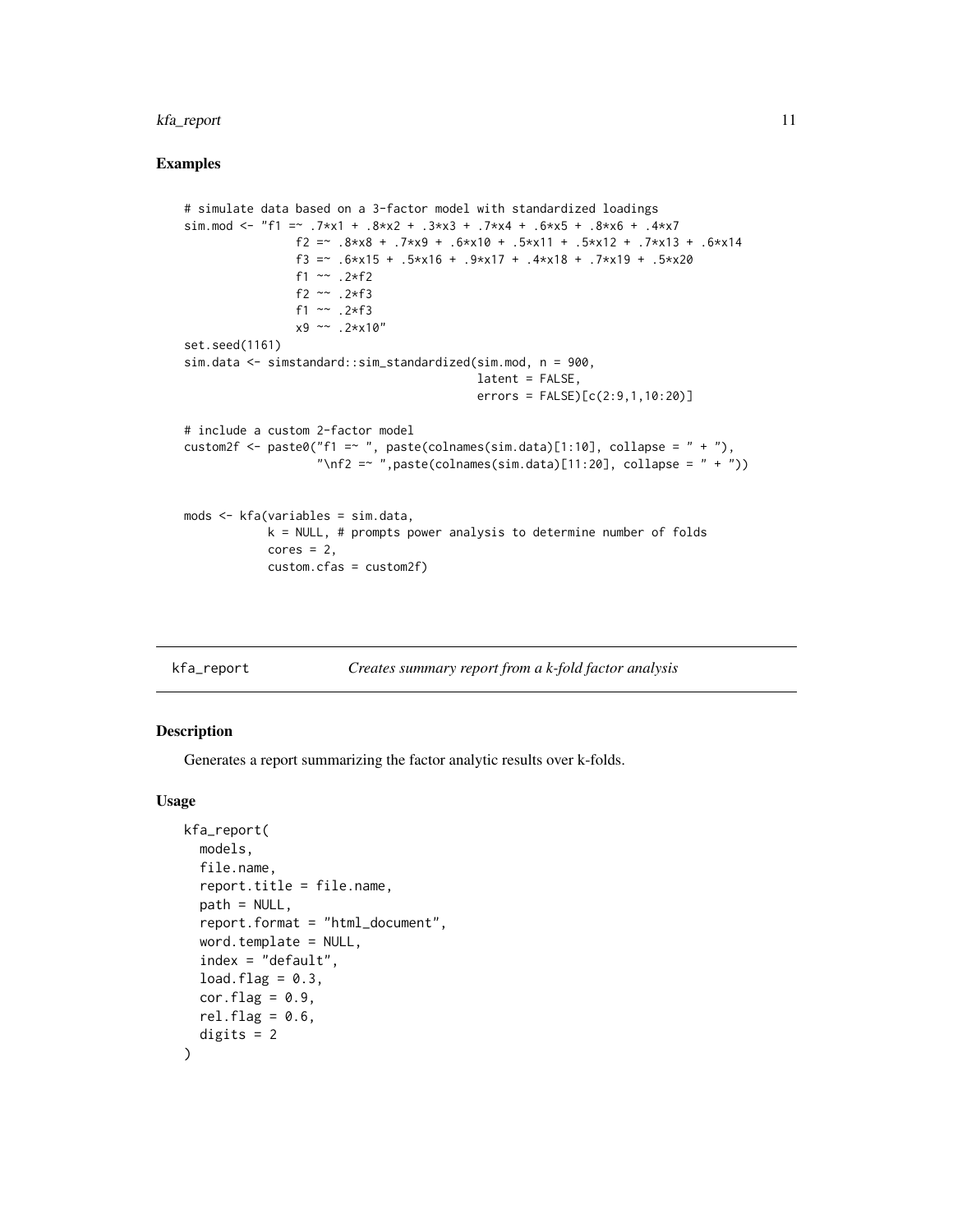## Examples

```
# simulate data based on a 3-factor model with standardized loadings
sim.mod <- "f1 =~ .7*x1 + .8*x2 + .3*x3 + .7*x4 + .6*x5 + .8*x6 + .4*x7
                f2 =~ .8*x8 + .7*x9 + .6*x10 + .5*x11 + .5*x12 + .7*x13 + .6*x14
                f3 =~ .6*x15 + .5*x16 + .9*x17 + .4*x18 + .7*x19 + .5*x20
                f1 ~~ .2*f2
                f2 ~~ .2*f3
                f1 ~~ .2*f3
                x9 ~~ .2*x10"
set.seed(1161)
sim.data <- simstandard::sim_standardized(sim.mod, n = 900,
                                          latent = FALSE,
                                          errors = FALSE)[c(2:9,1,10:20)]

# include a custom 2-factor model
custom2f <- paste0("f1 =~ ", paste(colnames(sim.data)[1:10], collapse = " + "),
                   "\nf2 =~ ",paste(colnames(sim.data)[11:20], collapse = " + "))


mods <- kfa(variables = sim.data,
            k = NULL, # prompts power analysis to determine number of folds
            cores = 2,
            custom.cfas = custom2f)
```

---

## kfa_report — *Creates summary report from a k-fold factor analysis*

### Description

Generates a report summarizing the factor analytic results over k-folds.

### Usage

```
kfa_report(
  models,
  file.name,
  report.title = file.name,
  path = NULL,
  report.format = "html_document",
  word.template = NULL,
  index = "default",
  load.flag = 0.3,
  cor.flag = 0.9,
  rel.flag = 0.6,
  digits = 2
)
```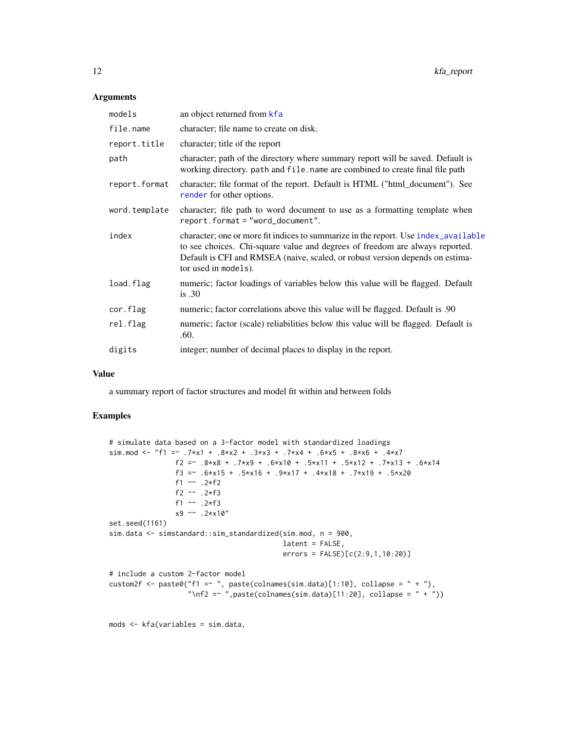## Arguments

| | |
|---|---|
| `models` | an object returned from `kfa` |
| `file.name` | character; file name to create on disk. |
| `report.title` | character; title of the report |
| `path` | character; path of the directory where summary report will be saved. Default is working directory. `path` and `file.name` are combined to create final file path |
| `report.format` | character; file format of the report. Default is HTML ("html_document"). See `render` for other options. |
| `word.template` | character; file path to word document to use as a formatting template when `report.format = "word_document"`. |
| `index` | character; one or more fit indices to summarize in the report. Use `index_available` to see choices. Chi-square value and degrees of freedom are always reported. Default is CFI and RMSEA (naive, scaled, or robust version depends on estimator used in `models`). |
| `load.flag` | numeric; factor loadings of variables below this value will be flagged. Default is .30 |
| `cor.flag` | numeric; factor correlations above this value will be flagged. Default is .90 |
| `rel.flag` | numeric; factor (scale) reliabilities below this value will be flagged. Default is .60. |
| `digits` | integer; number of decimal places to display in the report. |

## Value

a summary report of factor structures and model fit within and between folds

## Examples

```
# simulate data based on a 3-factor model with standardized loadings
sim.mod <- "f1 =~ .7*x1 + .8*x2 + .3*x3 + .7*x4 + .6*x5 + .8*x6 + .4*x7
                f2 =~ .8*x8 + .7*x9 + .6*x10 + .5*x11 + .5*x12 + .7*x13 + .6*x14
                f3 =~ .6*x15 + .5*x16 + .9*x17 + .4*x18 + .7*x19 + .5*x20
                f1 ~~ .2*f2
                f2 ~~ .2*f3
                f1 ~~ .2*f3
                x9 ~~ .2*x10"
set.seed(1161)
sim.data <- simstandard::sim_standardized(sim.mod, n = 900,
                                          latent = FALSE,
                                          errors = FALSE)[c(2:9,1,10:20)]

# include a custom 2-factor model
custom2f <- paste0("f1 =~ ", paste(colnames(sim.data)[1:10], collapse = " + "),
                   "\nf2 =~ ",paste(colnames(sim.data)[11:20], collapse = " + "))


mods <- kfa(variables = sim.data,
```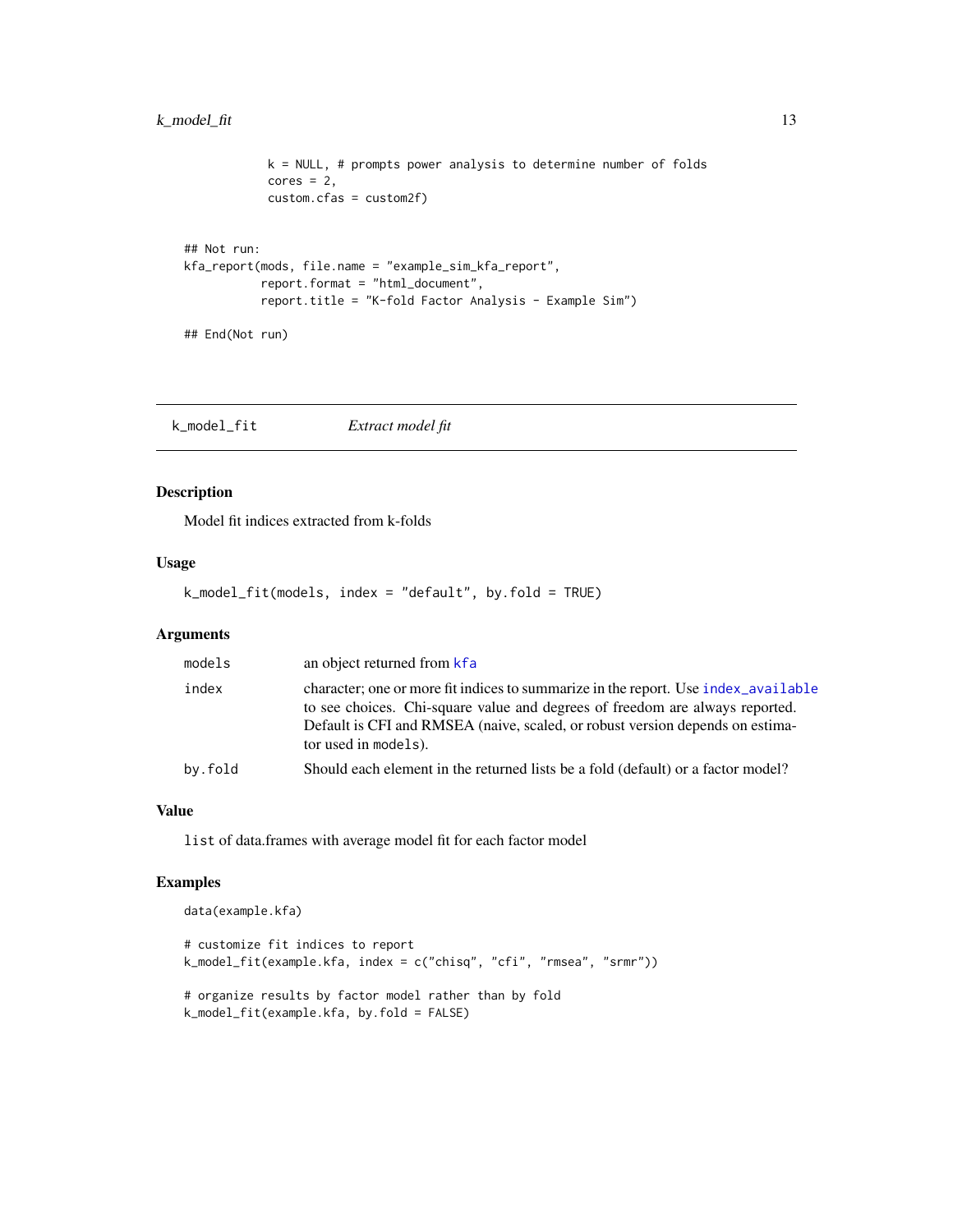```
            k = NULL, # prompts power analysis to determine number of folds
            cores = 2,
            custom.cfas = custom2f)


## Not run:
kfa_report(mods, file.name = "example_sim_kfa_report",
           report.format = "html_document",
           report.title = "K-fold Factor Analysis - Example Sim")

## End(Not run)
```

## k_model_fit — *Extract model fit*

### Description

Model fit indices extracted from k-folds

### Usage

```
k_model_fit(models, index = "default", by.fold = TRUE)
```

### Arguments

| | |
|---|---|
| models | an object returned from kfa |
| index | character; one or more fit indices to summarize in the report. Use index_available to see choices. Chi-square value and degrees of freedom are always reported. Default is CFI and RMSEA (naive, scaled, or robust version depends on estimator used in models). |
| by.fold | Should each element in the returned lists be a fold (default) or a factor model? |

### Value

list of data.frames with average model fit for each factor model

### Examples

```
data(example.kfa)

# customize fit indices to report
k_model_fit(example.kfa, index = c("chisq", "cfi", "rmsea", "srmr"))

# organize results by factor model rather than by fold
k_model_fit(example.kfa, by.fold = FALSE)
```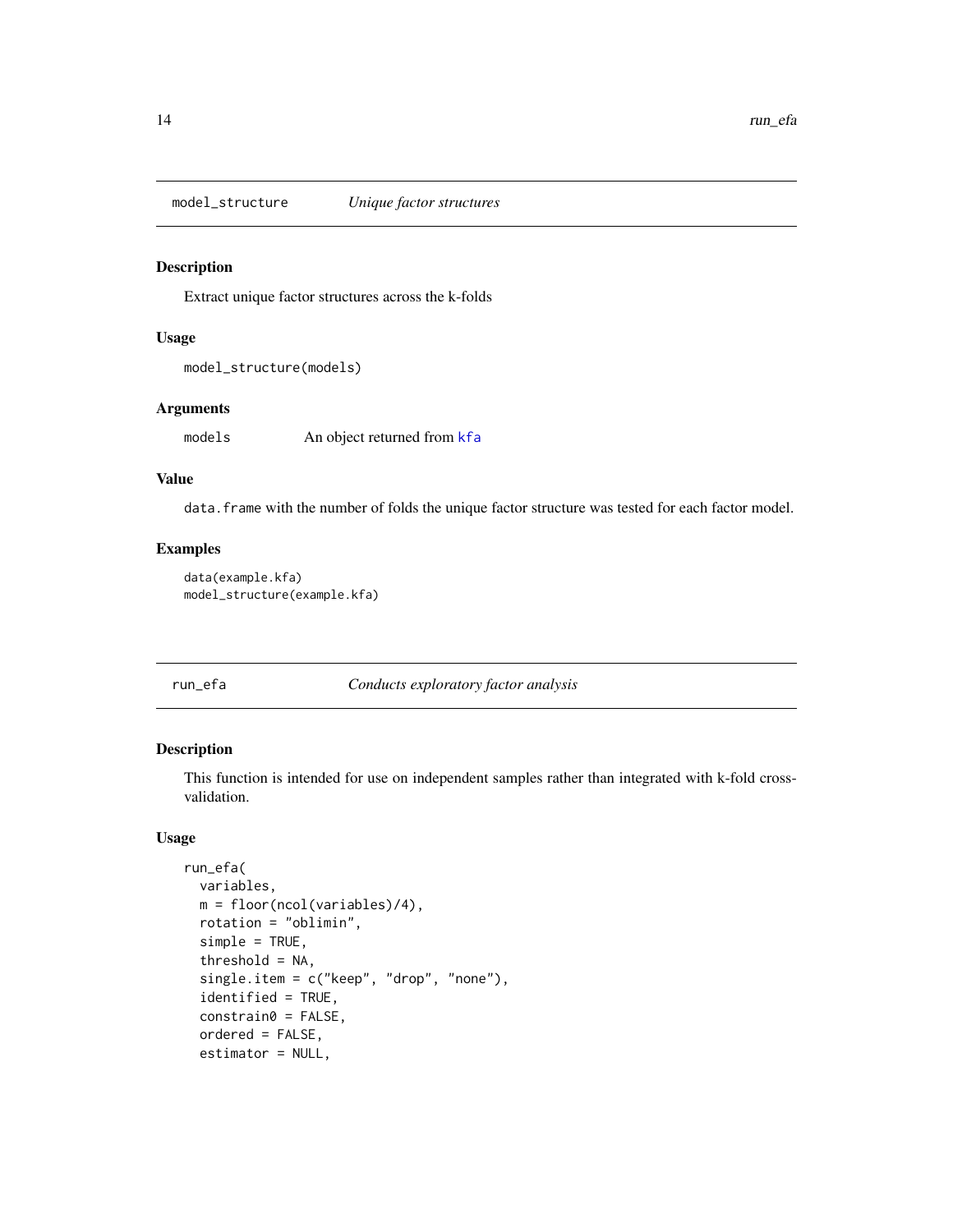## model_structure *Unique factor structures*

### Description

Extract unique factor structures across the k-folds

### Usage

```
model_structure(models)
```

### Arguments

models An object returned from kfa

### Value

data.frame with the number of folds the unique factor structure was tested for each factor model.

### Examples

```
data(example.kfa)
model_structure(example.kfa)
```

## run_efa *Conducts exploratory factor analysis*

### Description

This function is intended for use on independent samples rather than integrated with k-fold cross-validation.

### Usage

```
run_efa(
  variables,
  m = floor(ncol(variables)/4),
  rotation = "oblimin",
  simple = TRUE,
  threshold = NA,
  single.item = c("keep", "drop", "none"),
  identified = TRUE,
  constrain0 = FALSE,
  ordered = FALSE,
  estimator = NULL,
```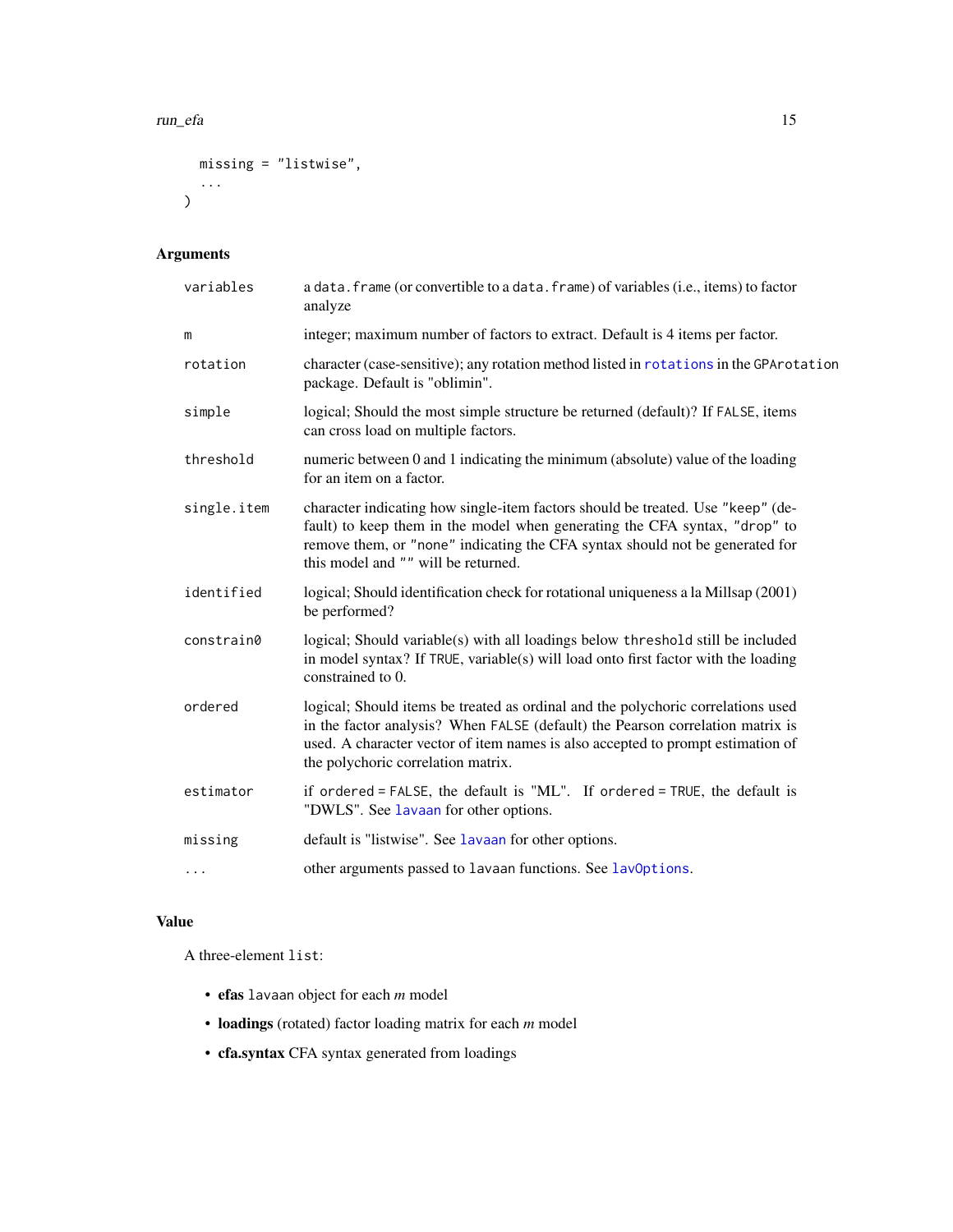```
  missing = "listwise",
  ...
)
```

## Arguments

| | |
|---|---|
| `variables` | a `data.frame` (or convertible to a `data.frame`) of variables (i.e., items) to factor analyze |
| `m` | integer; maximum number of factors to extract. Default is 4 items per factor. |
| `rotation` | character (case-sensitive); any rotation method listed in `rotations` in the `GPArotation` package. Default is "oblimin". |
| `simple` | logical; Should the most simple structure be returned (default)? If `FALSE`, items can cross load on multiple factors. |
| `threshold` | numeric between 0 and 1 indicating the minimum (absolute) value of the loading for an item on a factor. |
| `single.item` | character indicating how single-item factors should be treated. Use `"keep"` (default) to keep them in the model when generating the CFA syntax, `"drop"` to remove them, or `"none"` indicating the CFA syntax should not be generated for this model and `""` will be returned. |
| `identified` | logical; Should identification check for rotational uniqueness a la Millsap (2001) be performed? |
| `constrain0` | logical; Should variable(s) with all loadings below `threshold` still be included in model syntax? If `TRUE`, variable(s) will load onto first factor with the loading constrained to 0. |
| `ordered` | logical; Should items be treated as ordinal and the polychoric correlations used in the factor analysis? When `FALSE` (default) the Pearson correlation matrix is used. A character vector of item names is also accepted to prompt estimation of the polychoric correlation matrix. |
| `estimator` | if `ordered = FALSE`, the default is "ML". If `ordered = TRUE`, the default is "DWLS". See `lavaan` for other options. |
| `missing` | default is "listwise". See `lavaan` for other options. |
| `...` | other arguments passed to `lavaan` functions. See `lavOptions`. |

## Value

A three-element `list`:

- **efas** `lavaan` object for each *m* model
- **loadings** (rotated) factor loading matrix for each *m* model
- **cfa.syntax** CFA syntax generated from loadings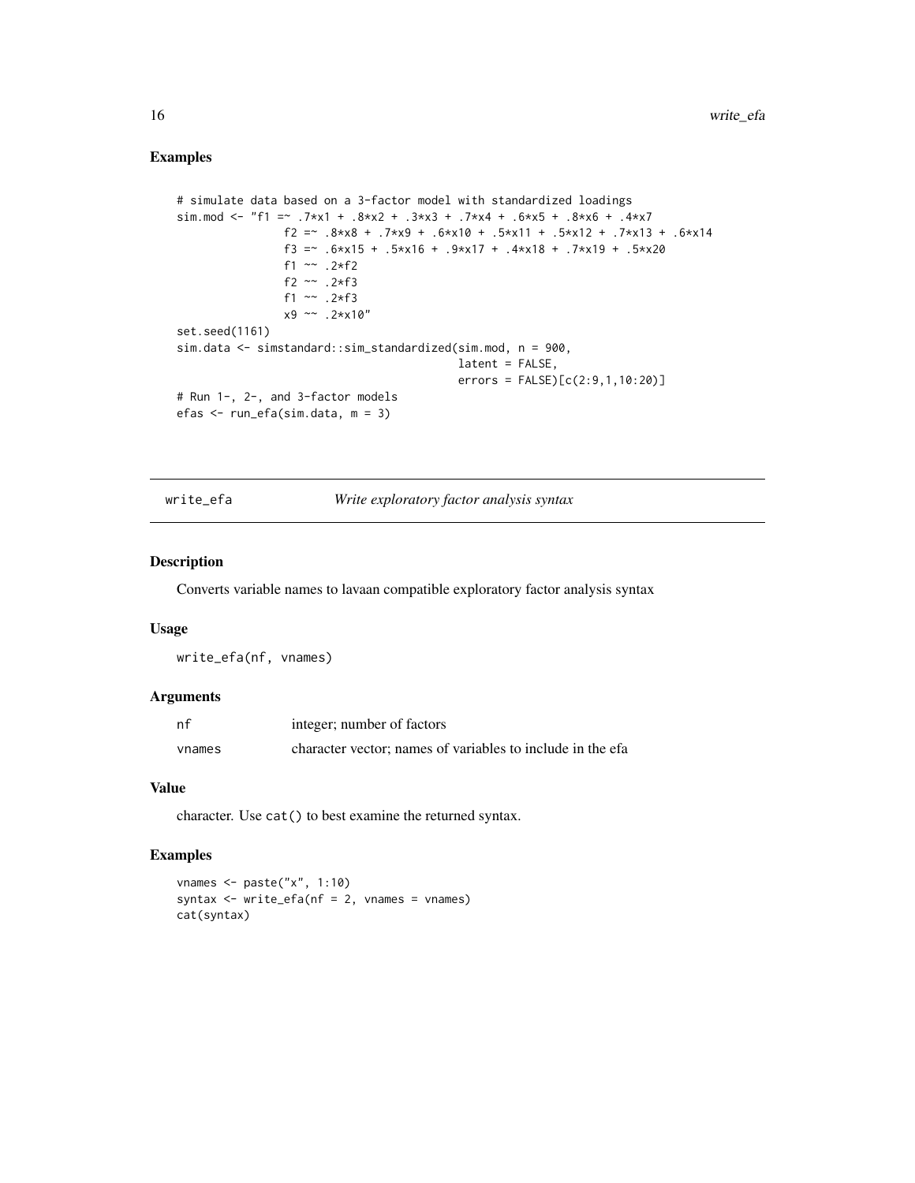### Examples

```
# simulate data based on a 3-factor model with standardized loadings
sim.mod <- "f1 =~ .7*x1 + .8*x2 + .3*x3 + .7*x4 + .6*x5 + .8*x6 + .4*x7
                f2 =~ .8*x8 + .7*x9 + .6*x10 + .5*x11 + .5*x12 + .7*x13 + .6*x14
                f3 =~ .6*x15 + .5*x16 + .9*x17 + .4*x18 + .7*x19 + .5*x20
                f1 ~~ .2*f2
                f2 ~~ .2*f3
                f1 ~~ .2*f3
                x9 ~~ .2*x10"
set.seed(1161)
sim.data <- simstandard::sim_standardized(sim.mod, n = 900,
                                          latent = FALSE,
                                          errors = FALSE)[c(2:9,1,10:20)]
# Run 1-, 2-, and 3-factor models
efas <- run_efa(sim.data, m = 3)
```

---

## write_efa — *Write exploratory factor analysis syntax*

### Description

Converts variable names to lavaan compatible exploratory factor analysis syntax

### Usage

```
write_efa(nf, vnames)
```

### Arguments

| | |
|---|---|
| nf | integer; number of factors |
| vnames | character vector; names of variables to include in the efa |

### Value

character. Use `cat()` to best examine the returned syntax.

### Examples

```
vnames <- paste("x", 1:10)
syntax <- write_efa(nf = 2, vnames = vnames)
cat(syntax)
```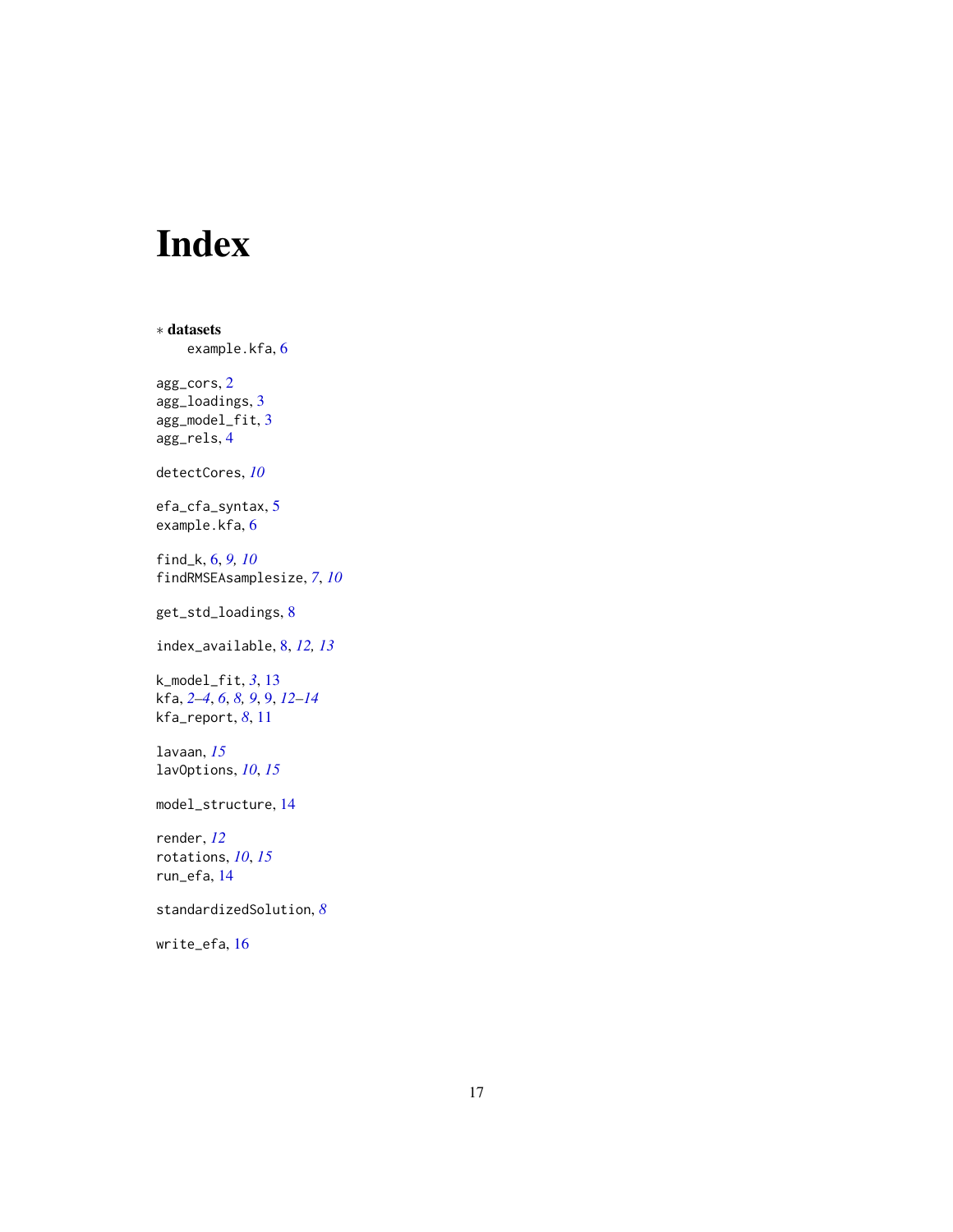# Index

∗ **datasets**
    example.kfa, 6

agg_cors, 2
agg_loadings, 3
agg_model_fit, 3
agg_rels, 4

detectCores, *10*

efa_cfa_syntax, 5
example.kfa, 6

find_k, 6, *9, 10*
findRMSEAsamplesize, *7*, *10*

get_std_loadings, 8

index_available, 8, *12, 13*

k_model_fit, *3*, 13
kfa, *2–4*, *6*, *8, 9*, 9, *12–14*
kfa_report, *8*, 11

lavaan, *15*
lavOptions, *10*, *15*

model_structure, 14

render, *12*
rotations, *10*, *15*
run_efa, 14

standardizedSolution, *8*

write_efa, 16